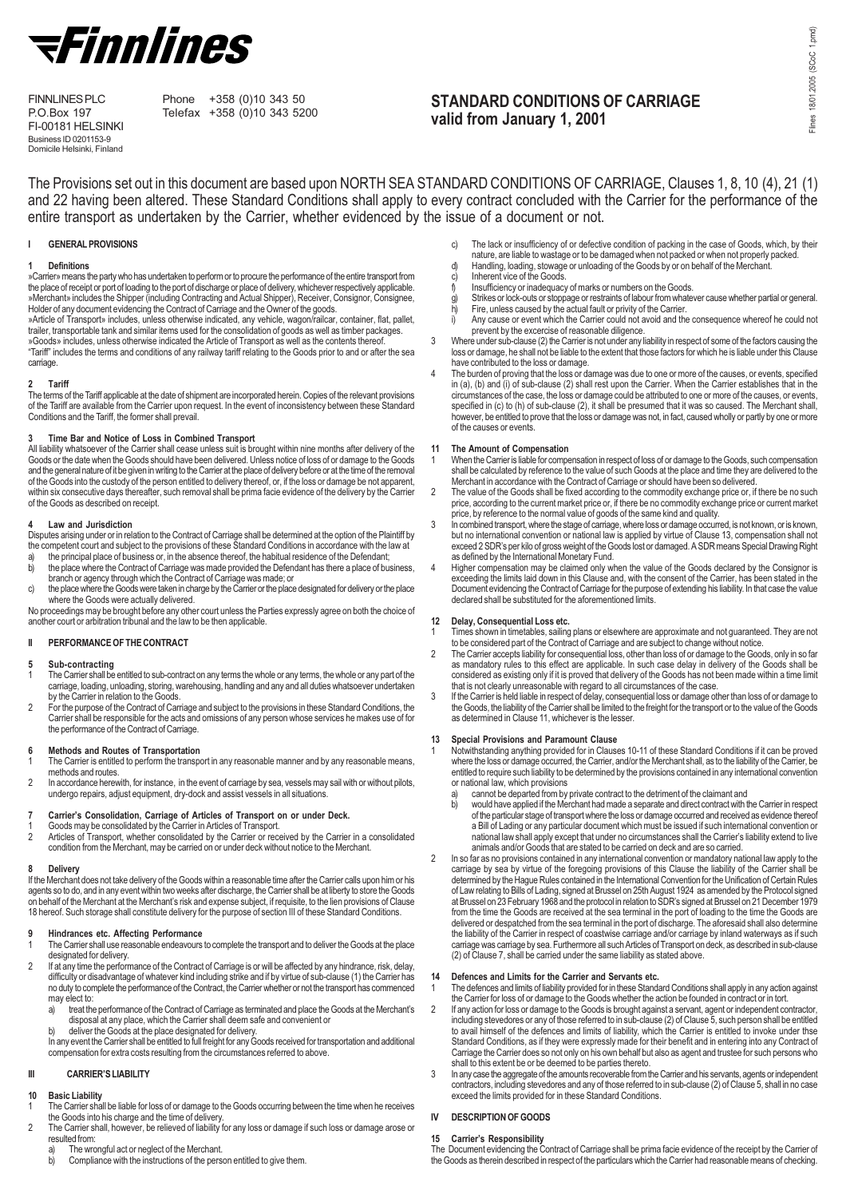# Finnlines

FINNLINES PLC
P.O.Box 197
FI-00181 HELSINKI
Business ID 0201153-9
Domicile Helsinki, Finland

Phone +358 (0)10 343 50
Telefax +358 (0)10 343 5200

## STANDARD CONDITIONS OF CARRIAGE valid from January 1, 2001

The Provisions set out in this document are based upon NORTH SEA STANDARD CONDITIONS OF CARRIAGE, Clauses 1, 8, 10 (4), 21 (1) and 22 having been altered. These Standard Conditions shall apply to every contract concluded with the Carrier for the performance of the entire transport as undertaken by the Carrier, whether evidenced by the issue of a document or not.

### I GENERAL PROVISIONS

**1 Definitions**

»Carrier» means the party who has undertaken to perform or to procure the performance of the entire transport from the place of receipt or port of loading to the port of discharge or place of delivery, whichever respectively applicable.
»Merchant» includes the Shipper (including Contracting and Actual Shipper), Receiver, Consignor, Consignee, Holder of any document evidencing the Contract of Carriage and the Owner of the goods.
»Article of Transport» includes, unless otherwise indicated, any vehicle, wagon/railcar, container, flat, pallet, trailer, transportable tank and similar items used for the consolidation of goods as well as timber packages.
»Goods» includes, unless otherwise indicated the Article of Transport as well as the contents thereof.
"Tariff" includes the terms and conditions of any railway tariff relating to the Goods prior to and or after the sea carriage.

**2 Tariff**

The terms of the Tariff applicable at the date of shipment are incorporated herein. Copies of the relevant provisions of the Tariff are available from the Carrier upon request. In the event of inconsistency between these Standard Conditions and the Tariff, the former shall prevail.

**3 Time Bar and Notice of Loss in Combined Transport**

All liability whatsoever of the Carrier shall cease unless suit is brought within nine months after delivery of the Goods or the date when the Goods should have been delivered. Unless notice of loss of or damage to the Goods and the general nature of it be given in writing to the Carrier at the place of delivery before or at the time of the removal of the Goods into the custody of the person entitled to delivery thereof, or, if the loss or damage be not apparent, within six consecutive days thereafter, such removal shall be prima facie evidence of the delivery by the Carrier of the Goods as described on receipt.

**4 Law and Jurisdiction**

Disputes arising under or in relation to the Contract of Carriage shall be determined at the option of the Plaintiff by the competent court and subject to the provisions of these Standard Conditions in accordance with the law at

a) the principal place of business or, in the absence thereof, the habitual residence of the Defendant;
b) the place where the Contract of Carriage was made provided the Defendant has there a place of business, branch or agency through which the Contract of Carriage was made; or
c) the place where the Goods were taken in charge by the Carrier or the place designated for delivery or the place where the Goods were actually delivered.

No proceedings may be brought before any other court unless the Parties expressly agree on both the choice of another court or arbitration tribunal and the law to be then applicable.

### II PERFORMANCE OF THE CONTRACT

**5 Sub-contracting**

1 The Carrier shall be entitled to sub-contract on any terms the whole or any terms, the whole or any part of the carriage, loading, unloading, storing, warehousing, handling and any and all duties whatsoever undertaken by the Carrier in relation to the Goods.
2 For the purpose of the Contract of Carriage and subject to the provisions in these Standard Conditions, the Carrier shall be responsible for the acts and omissions of any person whose services he makes use of for the performance of the Contract of Carriage.

**6 Methods and Routes of Transportation**

1 The Carrier is entitled to perform the transport in any reasonable manner and by any reasonable means, methods and routes.
2 In accordance herewith, for instance, in the event of carriage by sea, vessels may sail with or without pilots, undergo repairs, adjust equipment, dry-dock and assist vessels in all situations.

**7 Carrier's Consolidation, Carriage of Articles of Transport on or under Deck.**

1 Goods may be consolidated by the Carrier in Articles of Transport.
2 Articles of Transport, whether consolidated by the Carrier or received by the Carrier in a consolidated condition from the Merchant, may be carried on or under deck without notice to the Merchant.

**8 Delivery**

If the Merchant does not take delivery of the Goods within a reasonable time after the Carrier calls upon him or his agents so to do, and in any event within two weeks after discharge, the Carrier shall be at liberty to store the Goods on behalf of the Merchant at the Merchant's risk and expense subject, if requisite, to the lien provisions of Clause 18 hereof. Such storage shall constitute delivery for the purpose of section III of these Standard Conditions.

**9 Hindrances etc. Affecting Performance**

1 The Carrier shall use reasonable endeavours to complete the transport and to deliver the Goods at the place designated for delivery.
2 If at any time the performance of the Contract of Carriage is or will be affected by any hindrance, risk, delay, difficulty or disadvantage of whatever kind including strike and if by virtue of sub-clause (1) the Carrier has no duty to complete the performance of the Contract, the Carrier whether or not the transport has commenced may elect to:
   a) treat the performance of the Contract of Carriage as terminated and place the Goods at the Merchant's disposal at any place, which the Carrier shall deem safe and convenient or
   b) deliver the Goods at the place designated for delivery.

In any event the Carrier shall be entitled to full freight for any Goods received for transportation and additional compensation for extra costs resulting from the circumstances referred to above.

### III CARRIER'S LIABILITY

**10 Basic Liability**

1 The Carrier shall be liable for loss of or damage to the Goods occurring between the time when he receives the Goods into his charge and the time of delivery.
2 The Carrier shall, however, be relieved of liability for any loss or damage if such loss or damage arose or resulted from:
   a) The wrongful act or neglect of the Merchant.
   b) Compliance with the instructions of the person entitled to give them.
   c) The lack or insufficiency of or defective condition of packing in the case of Goods, which, by their nature, are liable to wastage or to be damaged when not packed or when not properly packed.
   d) Handling, loading, stowage or unloading of the Goods by or on behalf of the Merchant.
   c) Inherent vice of the Goods.
   f) Insufficiency or inadequacy of marks or numbers on the Goods.
   g) Strikes or lock-outs or stoppage or restraints of labour from whatever cause whether partial or general.
   h) Fire, unless caused by the actual fault or privity of the Carrier.
   i) Any cause or event which the Carrier could not avoid and the consequence whereof he could not prevent by the excercise of reasonable diligence.
3 Where under sub-clause (2) the Carrier is not under any liability in respect of some of the factors causing the loss or damage, he shall not be liable to the extent that those factors for which he is liable under this Clause have contributed to the loss or damage.
4 The burden of proving that the loss or damage was due to one or more of the causes, or events, specified in (a), (b) and (i) of sub-clause (2) shall rest upon the Carrier. When the Carrier establishes that in the circumstances of the case, the loss or damage could be attributed to one or more of the causes, or events, specified in (c) to (h) of sub-clause (2), it shall be presumed that it was so caused. The Merchant shall, however, be entitled to prove that the loss or damage was not, in fact, caused wholly or partly by one or more of the causes or events.

**11 The Amount of Compensation**

1 When the Carrier is liable for compensation in respect of loss of or damage to the Goods, such compensation shall be calculated by reference to the value of such Goods at the place and time they are delivered to the Merchant in accordance with the Contract of Carriage or should have been so delivered.
2 The value of the Goods shall be fixed according to the commodity exchange price or, if there be no such price, according to the current market price or, if there be no commodity exchange price or current market price, by reference to the normal value of goods of the same kind and quality.
3 In combined transport, where the stage of carriage, where loss or damage occurred, is not known, or is known, but no international convention or national law is applied by virtue of Clause 13, compensation shall not exceed 2 SDR's per kilo of gross weight of the Goods lost or damaged. A SDR means Special Drawing Right as defined by the International Monetary Fund.
4 Higher compensation may be claimed only when the value of the Goods declared by the Consignor is exceeding the limits laid down in this Clause and, with the consent of the Carrier, has been stated in the Document evidencing the Contract of Carriage for the purpose of extending his liability. In that case the value declared shall be substituted for the aforementioned limits.

**12 Delay, Consequential Loss etc.**

1 Times shown in timetables, sailing plans or elsewhere are approximate and not guaranteed. They are not to be considered part of the Contract of Carriage and are subject to change without notice.
2 The Carrier accepts liability for consequential loss, other than loss of or damage to the Goods, only in so far as mandatory rules to this effect are applicable. In such case delay in delivery of the Goods shall be considered as existing only if it is proved that delivery of the Goods has not been made within a time limit that is not clearly unreasonable with regard to all circumstances of the case.
3 If the Carrier is held liable in respect of delay, consequential loss or damage other than loss of or damage to the Goods, the liability of the Carrier shall be limited to the freight for the transport or to the value of the Goods as determined in Clause 11, whichever is the lesser.

**13 Special Provisions and Paramount Clause**

1 Notwithstanding anything provided for in Clauses 10-11 of these Standard Conditions if it can be proved where the loss or damage occurred, the Carrier, and/or the Merchant shall, as to the liability of the Carrier, be entitled to require such liability to be determined by the provisions contained in any international convention or national law, which provisions
   a) cannot be departed from by private contract to the detriment of the claimant and
   b) would have applied if the Merchant had made a separate and direct contract with the Carrier in respect of the particular stage of transport where the loss or damage occurred and received as evidence thereof a Bill of Lading or any particular document which must be issued if such international convention or national law shall apply except that under no circumstances shall the Carrier's liability extend to live animals and/or Goods that are stated to be carried on deck and are so carried.
2 In so far as no provisions contained in any international convention or mandatory national law apply to the carriage by sea by virtue of the foregoing provisions of this Clause the liability of the Carrier shall be determined by the Hague Rules contained in the International Convention for the Unification of Certain Rules of Law relating to Bills of Lading, signed at Brussel on 25th August 1924 as amended by the Protocol signed at Brussel on 23 February 1968 and the protocol in relation to SDR's signed at Brussel on 21 December 1979 from the time the Goods are received at the sea terminal in the port of loading to the time the Goods are delivered or despatched from the sea terminal in the port of discharge. The aforesaid shall also determine the liability of the Carrier in respect of coastwise carriage and/or carriage by inland waterways as if such carriage was sea carriage by sea. Furthermore all such Articles of Transport on deck, as described in sub-clause (2) of Clause 7, shall be carried under the same liability as stated above.

**14 Defences and Limits for the Carrier and Servants etc.**

1 The defences and limits of liability provided for in these Standard Conditions shall apply in any action against the Carrier for loss of or damage to the Goods whether the action be founded in contract or in tort.
2 If any action for loss or damage to the Goods is brought against a servant, agent or independent contractor, including stevedores or any of those referred to in sub-clause (2) of Clause 5, such person shall be entitled to avail himself of the defences and limits of liability, which the Carrier is entitled to invoke under thse Standard Conditions, as if they were expressly made for their benefit and in entering into any Contract of Carriage the Carrier does so not only on his own behalf but also as agent and trustee for such persons who shall to this extent be or be deemed to be parties thereto.
3 In any case the aggregate of the amounts recoverable from the Carrier and his servants, agents or independent contractors, including stevedores and any of those referred to in sub-clause (2) of Clause 5, shall in no case exceed the limits provided for in these Standard Conditions.

### IV DESCRIPTION OF GOODS

**15 Carrier's Responsibility**

The Document evidencing the Contract of Carriage shall be prima facie evidence of the receipt by the Carrier of the Goods as therein described in respect of the particulars which the Carrier had reasonable means of checking.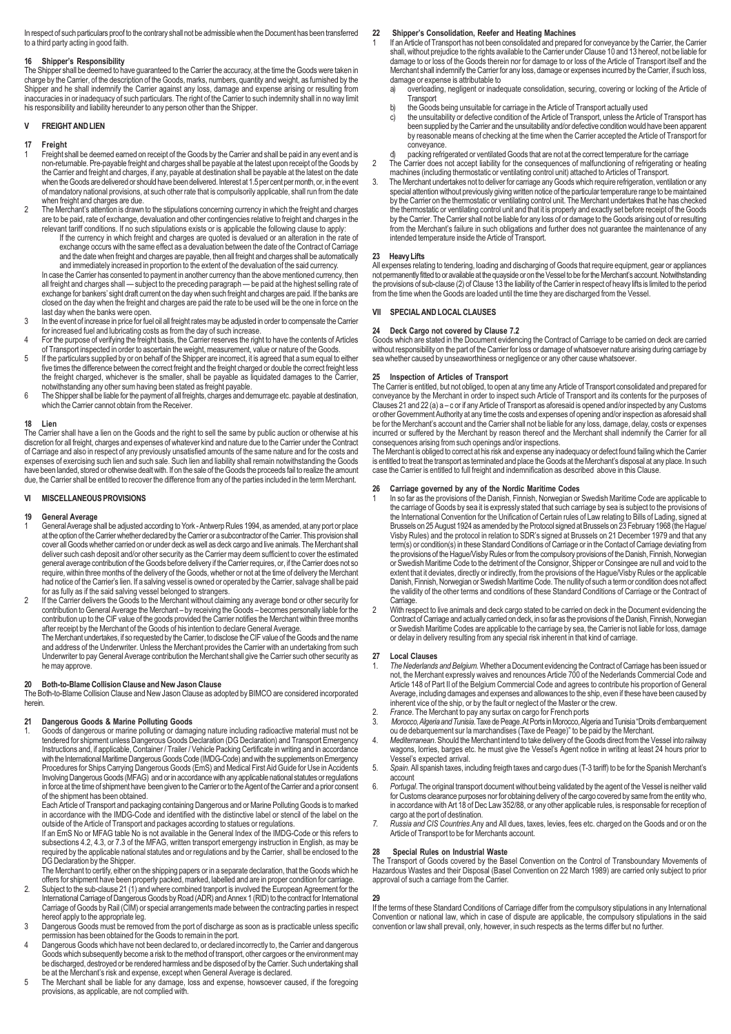In respect of such particulars proof to the contrary shall not be admissible when the Document has been transferred to a third party acting in good faith.

### 16 Shipper's Responsibility

The Shipper shall be deemed to have guaranteed to the Carrier the accuracy, at the time the Goods were taken in charge by the Carrier, of the description of the Goods, marks, numbers, quantity and weight, as furnished by the Shipper and he shall indemnify the Carrier against any loss, damage and expense arising or resulting from inaccuracies in or inadequacy of such particulars. The right of the Carrier to such indemnity shall in no way limit his responsibility and liability hereunder to any person other than the Shipper.

## V FREIGHT AND LIEN

### 17 Freight

1 Freight shall be deemed earned on receipt of the Goods by the Carrier and shall be paid in any event and is non-returnable. Pre-payable freight and charges shall be payable at the latest upon receipt of the Goods by the Carrier and freight and charges, if any, payable at destination shall be payable at the latest on the date when the Goods are delivered or should have been delivered. Interest at 1.5 per cent per month, or, in the event of mandatory national provisions, at such other rate that is compulsorily applicable, shall run from the date when freight and charges are due.

2 The Merchant's attention is drawn to the stipulations concerning currency in which the freight and charges are to be paid, rate of exchange, devaluation and other contingencies relative to freight and charges in the relevant tariff conditions. If no such stipulations exists or is applicable the following clause to apply:

If the currency in which freight and charges are quoted is devalued or an alteration in the rate of exchange occurs with the same effect as a devaluation between the date of the Contract of Carriage and the date when freight and charges are payable, then all freight and charges shall be automatically and immediately increased in proportion to the extent of the devaluation of the said currency.

In case the Carrier has consented to payment in another currency than the above mentioned currency, then all freight and charges shall — subject to the preceding paragraph — be paid at the highest selling rate of exchange for bankers' sight draft current on the day when such freight and charges are paid. If the banks are closed on the day when the freight and charges are paid the rate to be used will be the one in force on the last day when the banks were open.

3 In the event of increase in price for fuel oil all freight rates may be adjusted in order to compensate the Carrier for increased fuel and lubricating costs as from the day of such increase.

4 For the purpose of verifying the freight basis, the Carrier reserves the right to have the contents of Articles of Transport inspected in order to ascertain the weight, measurement, value or nature of the Goods.

5 If the particulars supplied by or on behalf of the Shipper are incorrect, it is agreed that a sum equal to either five times the difference between the correct freight and the freight charged or double the correct freight less the freight charged, whichever is the smaller, shall be payable as liquidated damages to the Carrier, notwithstanding any other sum having been stated as freight payable.

6 The Shipper shall be liable for the payment of all freights, charges and demurrage etc. payable at destination, which the Carrier cannot obtain from the Receiver.

### 18 Lien

The Carrier shall have a lien on the Goods and the right to sell the same by public auction or otherwise at his discretion for all freight, charges and expenses of whatever kind and nature due to the Carrier under the Contract of Carriage and also in respect of any previously unsatisfied amounts of the same nature and for the costs and expenses of exercising such lien and such sale. Such lien and liability shall remain notwithstanding the Goods have been landed, stored or otherwise dealt with. If on the sale of the Goods the proceeds fail to realize the amount due, the Carrier shall be entitled to recover the difference from any of the parties included in the term Merchant.

## VI MISCELLANEOUS PROVISIONS

### 19 General Average

1 General Average shall be adjusted according to York - Antwerp Rules 1994, as amended, at any port or place at the option of the Carrier whether declared by the Carrier or a subcontractor of the Carrier. This provision shall cover all Goods whether carried on or under deck as well as deck cargo and live animals. The Merchant shall deliver such cash deposit and/or other security as the Carrier may deem sufficient to cover the estimated general average contribution of the Goods before delivery if the Carrier requires, or, if the Carrier does not so require, within three months of the delivery of the Goods, whether or not at the time of delivery the Merchant had notice of the Carrier's lien. If a salving vessel is owned or operated by the Carrier, salvage shall be paid for as fully as if the said salving vessel belonged to strangers.

2 If the Carrier delivers the Goods to the Merchant without claiming any average bond or other security for contribution to General Average the Merchant – by receiving the Goods – becomes personally liable for the contribution up to the CIF value of the goods provided the Carrier notifies the Merchant within three months after receipt by the Merchant of the Goods of his intention to declare General Average.

The Merchant undertakes, if so requested by the Carrier, to disclose the CIF value of the Goods and the name and address of the Underwriter. Unless the Merchant provides the Carrier with an undertaking from such Underwriter to pay General Average contribution the Merchant shall give the Carrier such other security as he may approve.

### 20 Both-to-Blame Collision Clause and New Jason Clause

The Both-to-Blame Collision Clause and New Jason Clause as adopted by BIMCO are considered incorporated herein.

### 21 Dangerous Goods & Marine Polluting Goods

1. Goods of dangerous or marine polluting or damaging nature including radioactive material must not be tendered for shipment unless Dangerous Goods Declaration (DG Declaration) and Transport Emergency Instructions and, if applicable, Container / Trailer / Vehicle Packing Certificate in writing and in accordance with the International Maritime Dangerous Goods Code (IMDG-Code) and with the supplements on Emergency Procedures for Ships Carrying Dangerous Goods (EmS) and Medical First Aid Guide for Use in Accidents Involving Dangerous Goods (MFAG) and or in accordance with any applicable national statutes or regulations in force at the time of shipment have been given to the Carrier or to the Agent of the Carrier and a prior consent of the shipment has been obtained.

Each Article of Transport and packaging containing Dangerous and or Marine Polluting Goods is to marked in accordance with the IMDG-Code and identified with the distinctive label or stencil of the label on the outside of the Article of Transport and packages according to statues or regulations.

If an EmS No or MFAG table No is not available in the General Index of the IMDG-Code or this refers to subsections 4.2, 4.3, or 7.3 of the MFAG, written transport emergency instruction in English, as may be required by the applicable national statutes and or regulations and by the Carrier, shall be enclosed to the DG Declaration by the Shipper.

The Merchant to certify, either on the shipping papers or in a separate declaration, that the Goods which he offers for shipment have been properly packed, marked, labelled and are in proper condition for carriage.

2. Subject to the sub-clause 21 (1) and where combined tranport is involved the European Agreement for the International Carriage of Dangerous Goods by Road (ADR) and Annex 1 (RID) to the contract for International Carriage of Goods by Rail (CIM) or special arrangements made between the contracting parties in respect hereof apply to the appropriate leg.

3 Dangerous Goods must be removed from the port of discharge as soon as is practicable unless specific permission has been obtained for the Goods to remain in the port.

4 Dangerous Goods which have not been declared to, or declared incorrectly to, the Carrier and dangerous Goods which subsequently become a risk to the method of transport, other cargoes or the environment may be discharged, destroyed or be rendered harmless and be disposed of by the Carrier. Such undertaking shall be at the Merchant's risk and expense, except when General Average is declared.

5 The Merchant shall be liable for any damage, loss and expense, howsoever caused, if the foregoing provisions, as applicable, are not complied with.

### 22 Shipper's Consolidation, Reefer and Heating Machines

1 If an Article of Transport has not been consolidated and prepared for conveyance by the Carrier, the Carrier shall, without prejudice to the rights available to the Carrier under Clause 10 and 13 hereof, not be liable for damage to or loss of the Goods therein nor for damage to or loss of the Article of Transport itself and the Merchant shall indemnify the Carrier for any loss, damage or expenses incurred by the Carrier, if such loss, damage or expense is attributable to

a) overloading, negligent or inadequate consolidation, securing, covering or locking of the Article of Transport

b) the Goods being unsuitable for carriage in the Article of Transport actually used

c) the unsuitability or defective condition of the Article of Transport, unless the Article of Transport has been supplied by the Carrier and the unsuitability and/or defective condition would have been apparent by reasonable means of checking at the time when the Carrier accepted the Article of Transport for conveyance.

d) packing refrigerated or ventilated Goods that are not at the correct temperature for the carriage

2 The Carrier does not accept liability for the consequences of malfunctioning of refrigerating or heating machines (including thermostatic or ventilating control unit) attached to Articles of Transport.

3. The Merchant undertakes not to deliver for carriage any Goods which require refrigeration, ventilation or any special attention without previously giving written notice of the particular temperature range to be maintained by the Carrier on the thermostatic or ventilating control unit. The Merchant undertakes that he has checked the thermostatic or ventilating control unit and that it is properly and exactly set before receipt of the Goods by the Carrier. The Carrier shall not be liable for any loss of or damage to the Goods arising out of or resulting from the Merchant's failure in such obligations and further does not guarantee the maintenance of any intended temperature inside the Article of Transport.

### 23 Heavy Lifts

All expenses relating to tendering, loading and discharging of Goods that require equipment, gear or appliances not permanently fitted to or available at the quayside or on the Vessel to be for the Merchant's account. Notwithstanding the provisions of sub-clause (2) of Clause 13 the liability of the Carrier in respect of heavy lifts is limited to the period from the time when the Goods are loaded until the time they are discharged from the Vessel.

## VII SPECIAL AND LOCAL CLAUSES

### 24 Deck Cargo not covered by Clause 7.2

Goods which are stated in the Document evidencing the Contract of Carriage to be carried on deck are carried without responsibility on the part of the Carrier for loss or damage of whatsoever nature arising during carriage by sea whether caused by unseaworthiness or negligence or any other cause whatsoever.

### 25 Inspection of Articles of Transport

The Carrier is entitled, but not obliged, to open at any time any Article of Transport consolidated and prepared for conveyance by the Merchant in order to inspect such Article of Transport and its contents for the purposes of Clauses 21 and 22 (a) a – c or if any Article of Transport as aforesaid is opened and/or inspected by any Customs or other Government Authority at any time the costs and expenses of opening and/or inspection as aforesaid shall be for the Merchant's account and the Carrier shall not be liable for any loss, damage, delay, costs or expenses incurred or suffered by the Merchant by reason thereof and the Merchant shall indemnify the Carrier for all consequences arising from such openings and/or inspections.

The Merchant is obliged to correct at his risk and expense any inadequacy or defect found failing which the Carrier is entitled to treat the transport as terminated and place the Goods at the Merchant's disposal at any place. In such case the Carrier is entitled to full freight and indemnification as described above in this Clause.

### 26 Carriage governed by any of the Nordic Maritime Codes

1 In so far as the provisions of the Danish, Finnish, Norwegian or Swedish Maritime Code are applicable to the carriage of Goods by sea it is expressly stated that such carriage by sea is subject to the provisions of the International Convention for the Unification of Certain rules of Law relating to Bills of Lading, signed at Brussels on 25 August 1924 as amended by the Protocol signed at Brussels on 23 February 1968 (the Hague/ Visby Rules) and the protocol in relation to SDR's signed at Brussels on 21 December 1979 and that any term(s) or condition(s) in these Standard Conditions of Carriage or in the Contact of Carriage deviating from the provisions of the Hague/Visby Rules or from the compulsory provisions of the Danish, Finnish, Norwegian or Swedish Maritime Code to the detriment of the Consignor, Shipper or Consignee are null and void to the extent that it deviates, directly or indirectly, from the provisions of the Hague/Visby Rules or the applicable Danish, Finnish, Norwegian or Swedish Maritime Code. The nullity of such a term or condition does not affect the validity of the other terms and conditions of these Standard Conditions of Carriage or the Contract of Carriage.

2 With respect to live animals and deck cargo stated to be carried on deck in the Document evidencing the Contract of Carriage and actually carried on deck, in so far as the provisions of the Danish, Finnish, Norwegian or Swedish Maritime Codes are applicable to the carriage by sea, the Carrier is not liable for loss, damage or delay in delivery resulting from any special risk inherent in that kind of carriage.

### 27 Local Clauses

1. *The Nederlands and Belgium.* Whether a Document evidencing the Contract of Carriage has been issued or not, the Merchant expressly waives and renounces Article 700 of the Nederlands Commercial Code and Article 148 of Part II of the Belgium Commercial Code and agrees to contribute his proportion of General Average, including damages and expenses and allowances to the ship, even if these have been caused by inherent vice of the ship, or by the fault or neglect of the Master or the crew.
2. *France.* The Merchant to pay any surtax on cargo for French ports
3. *Morocco, Algeria and Tunisia.* Taxe de Peage. At Ports in Morocco, Algeria and Tunisia "Droits d'embarquement ou de debarquement sur la marchandises (Taxe de Peage)" to be paid by the Merchant.
4. *Mediterranean.* Should the Merchant intend to take delivery of the Goods direct from the Vessel into railway wagons, lorries, barges etc. he must give the Vessel's Agent notice in writing at least 24 hours prior to Vessel's expected arrival.
5. *Spain.* All spanish taxes, including freigth taxes and cargo dues (T-3 tariff) to be for the Spanish Merchant's account
6. *Portugal.* The original transport document without being validated by the agent of the Vessel is neither valid for Customs clearance purposes nor for obtaining delivery of the cargo covered by same from the entity who, in accordance with Art 18 of Dec Law 352/88, or any other applicable rules, is responsable for reception of cargo at the port of destination.
7. *Russia and CIS Countries.* Any and All dues, taxes, levies, fees etc. charged on the Goods and or on the Article of Transport to be for Merchants account.

### 28 Special Rules on Industrial Waste

The Transport of Goods covered by the Basel Convention on the Control of Transboundary Movements of Hazardous Wastes and their Disposal (Basel Convention on 22 March 1989) are carried only subject to prior approval of such a carriage from the Carrier.

### 29

If the terms of these Standard Conditions of Carriage differ from the compulsory stipulations in any International Convention or national law, which in case of dispute are applicable, the compulsory stipulations in the said convention or law shall prevail, only, however, in such respects as the terms differ but no further.